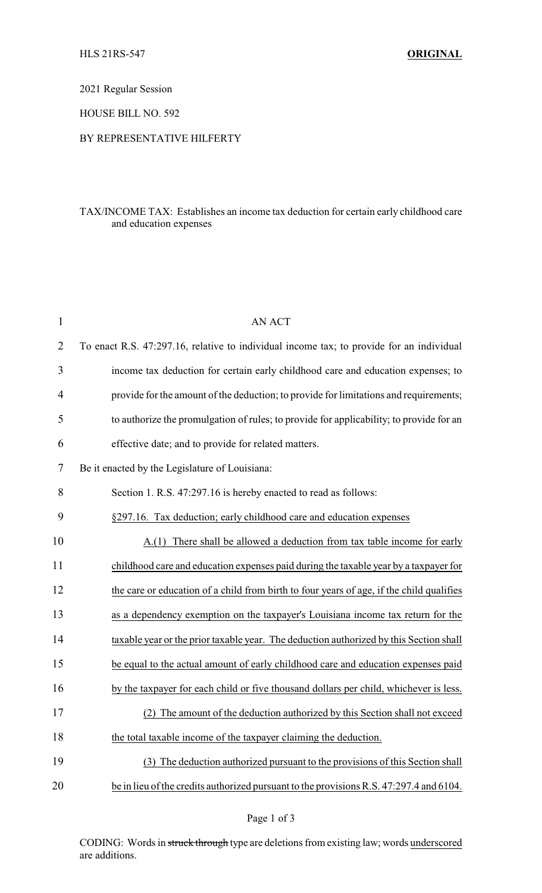HLS 21RS-547 **ORIGINAL**

2021 Regular Session

HOUSE BILL NO. 592

BY REPRESENTATIVE HILFERTY

TAX/INCOME TAX: Establishes an income tax deduction for certain early childhood care and education expenses

AN ACT

To enact R.S. 47:297.16, relative to individual income tax; to provide for an individual income tax deduction for certain early childhood care and education expenses; to provide for the amount of the deduction; to provide for limitations and requirements; to authorize the promulgation of rules; to provide for applicability; to provide for an effective date; and to provide for related matters.

Be it enacted by the Legislature of Louisiana:

Section 1. R.S. 47:297.16 is hereby enacted to read as follows:

§297.16. Tax deduction; early childhood care and education expenses

A.(1) There shall be allowed a deduction from tax table income for early childhood care and education expenses paid during the taxable year by a taxpayer for the care or education of a child from birth to four years of age, if the child qualifies as a dependency exemption on the taxpayer's Louisiana income tax return for the taxable year or the prior taxable year. The deduction authorized by this Section shall be equal to the actual amount of early childhood care and education expenses paid by the taxpayer for each child or five thousand dollars per child, whichever is less.

(2) The amount of the deduction authorized by this Section shall not exceed the total taxable income of the taxpayer claiming the deduction.

(3) The deduction authorized pursuant to the provisions of this Section shall be in lieu of the credits authorized pursuant to the provisions R.S. 47:297.4 and 6104.

CODING: Words in ~~struck through~~ type are deletions from existing law; words underscored are additions.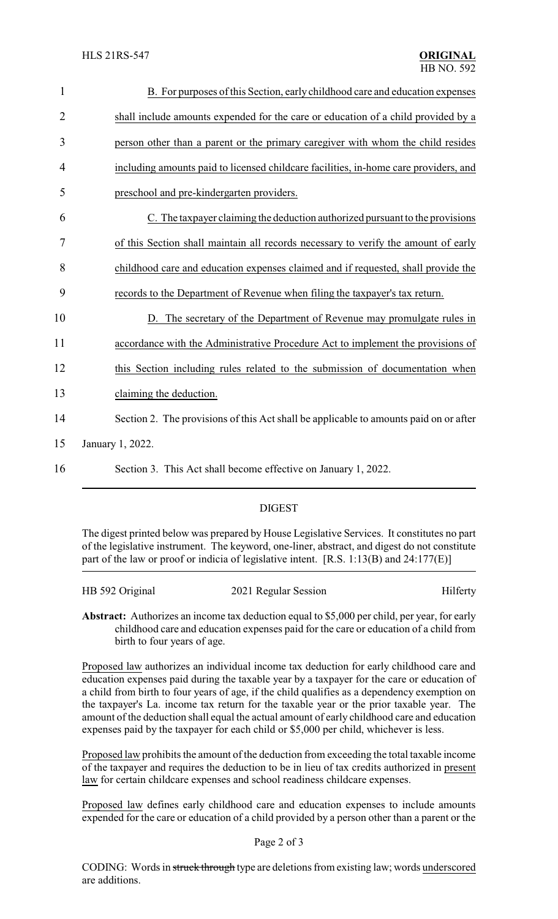B. For purposes of this Section, early childhood care and education expenses shall include amounts expended for the care or education of a child provided by a person other than a parent or the primary caregiver with whom the child resides including amounts paid to licensed childcare facilities, in-home care providers, and preschool and pre-kindergarten providers.

C. The taxpayer claiming the deduction authorized pursuant to the provisions of this Section shall maintain all records necessary to verify the amount of early childhood care and education expenses claimed and if requested, shall provide the records to the Department of Revenue when filing the taxpayer's tax return.

D. The secretary of the Department of Revenue may promulgate rules in accordance with the Administrative Procedure Act to implement the provisions of this Section including rules related to the submission of documentation when claiming the deduction.

Section 2. The provisions of this Act shall be applicable to amounts paid on or after January 1, 2022.

Section 3. This Act shall become effective on January 1, 2022.

## DIGEST

The digest printed below was prepared by House Legislative Services. It constitutes no part of the legislative instrument. The keyword, one-liner, abstract, and digest do not constitute part of the law or proof or indicia of legislative intent. [R.S. 1:13(B) and 24:177(E)]

HB 592 Original 2021 Regular Session Hilferty

**Abstract:** Authorizes an income tax deduction equal to $5,000 per child, per year, for early childhood care and education expenses paid for the care or education of a child from birth to four years of age.

Proposed law authorizes an individual income tax deduction for early childhood care and education expenses paid during the taxable year by a taxpayer for the care or education of a child from birth to four years of age, if the child qualifies as a dependency exemption on the taxpayer's La. income tax return for the taxable year or the prior taxable year. The amount of the deduction shall equal the actual amount of early childhood care and education expenses paid by the taxpayer for each child or $5,000 per child, whichever is less.

Proposed law prohibits the amount of the deduction from exceeding the total taxable income of the taxpayer and requires the deduction to be in lieu of tax credits authorized in present law for certain childcare expenses and school readiness childcare expenses.

Proposed law defines early childhood care and education expenses to include amounts expended for the care or education of a child provided by a person other than a parent or the

CODING: Words in ~~struck through~~ type are deletions from existing law; words underscored are additions.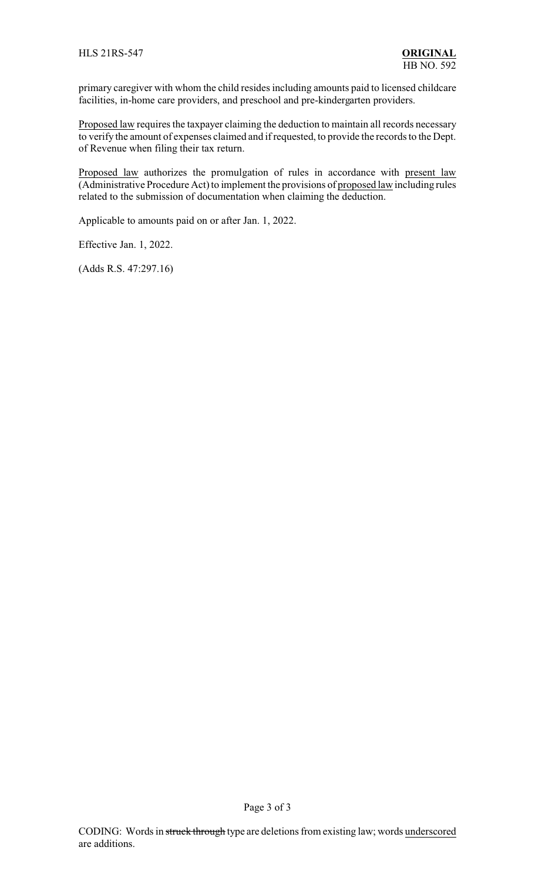primary caregiver with whom the child resides including amounts paid to licensed childcare facilities, in-home care providers, and preschool and pre-kindergarten providers.

Proposed law requires the taxpayer claiming the deduction to maintain all records necessary to verify the amount of expenses claimed and if requested, to provide the records to the Dept. of Revenue when filing their tax return.

Proposed law authorizes the promulgation of rules in accordance with present law (Administrative Procedure Act) to implement the provisions of proposed law including rules related to the submission of documentation when claiming the deduction.

Applicable to amounts paid on or after Jan. 1, 2022.

Effective Jan. 1, 2022.

(Adds R.S. 47:297.16)